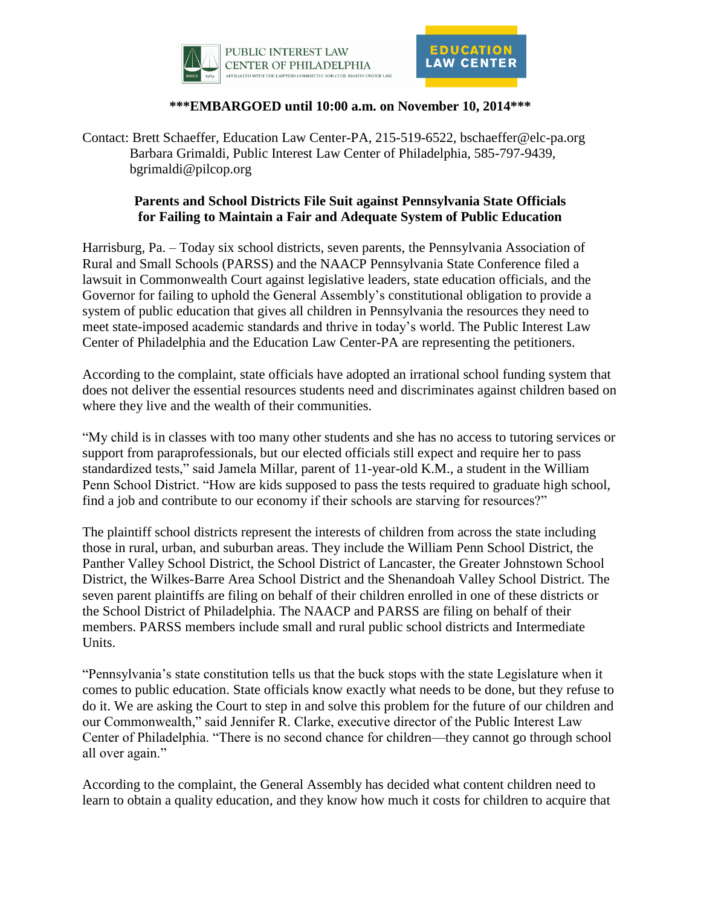PUBLIC INTEREST LAW CENTER OF PHILADELPHIA
AFFILIATED WITH THE LAWYERS COMMITTEE FOR CIVIL RIGHTS UNDER LAW

EDUCATION LAW CENTER

**\*\*\*EMBARGOED until 10:00 a.m. on November 10, 2014\*\*\***

Contact: Brett Schaeffer, Education Law Center-PA, 215-519-6522, bschaeffer@elc-pa.org
Barbara Grimaldi, Public Interest Law Center of Philadelphia, 585-797-9439, bgrimaldi@pilcop.org

**Parents and School Districts File Suit against Pennsylvania State Officials for Failing to Maintain a Fair and Adequate System of Public Education**

Harrisburg, Pa. – Today six school districts, seven parents, the Pennsylvania Association of Rural and Small Schools (PARSS) and the NAACP Pennsylvania State Conference filed a lawsuit in Commonwealth Court against legislative leaders, state education officials, and the Governor for failing to uphold the General Assembly's constitutional obligation to provide a system of public education that gives all children in Pennsylvania the resources they need to meet state-imposed academic standards and thrive in today's world. The Public Interest Law Center of Philadelphia and the Education Law Center-PA are representing the petitioners.

According to the complaint, state officials have adopted an irrational school funding system that does not deliver the essential resources students need and discriminates against children based on where they live and the wealth of their communities.

"My child is in classes with too many other students and she has no access to tutoring services or support from paraprofessionals, but our elected officials still expect and require her to pass standardized tests," said Jamela Millar, parent of 11-year-old K.M., a student in the William Penn School District. "How are kids supposed to pass the tests required to graduate high school, find a job and contribute to our economy if their schools are starving for resources?"

The plaintiff school districts represent the interests of children from across the state including those in rural, urban, and suburban areas. They include the William Penn School District, the Panther Valley School District, the School District of Lancaster, the Greater Johnstown School District, the Wilkes-Barre Area School District and the Shenandoah Valley School District. The seven parent plaintiffs are filing on behalf of their children enrolled in one of these districts or the School District of Philadelphia. The NAACP and PARSS are filing on behalf of their members. PARSS members include small and rural public school districts and Intermediate Units.

"Pennsylvania's state constitution tells us that the buck stops with the state Legislature when it comes to public education. State officials know exactly what needs to be done, but they refuse to do it. We are asking the Court to step in and solve this problem for the future of our children and our Commonwealth," said Jennifer R. Clarke, executive director of the Public Interest Law Center of Philadelphia. "There is no second chance for children—they cannot go through school all over again."

According to the complaint, the General Assembly has decided what content children need to learn to obtain a quality education, and they know how much it costs for children to acquire that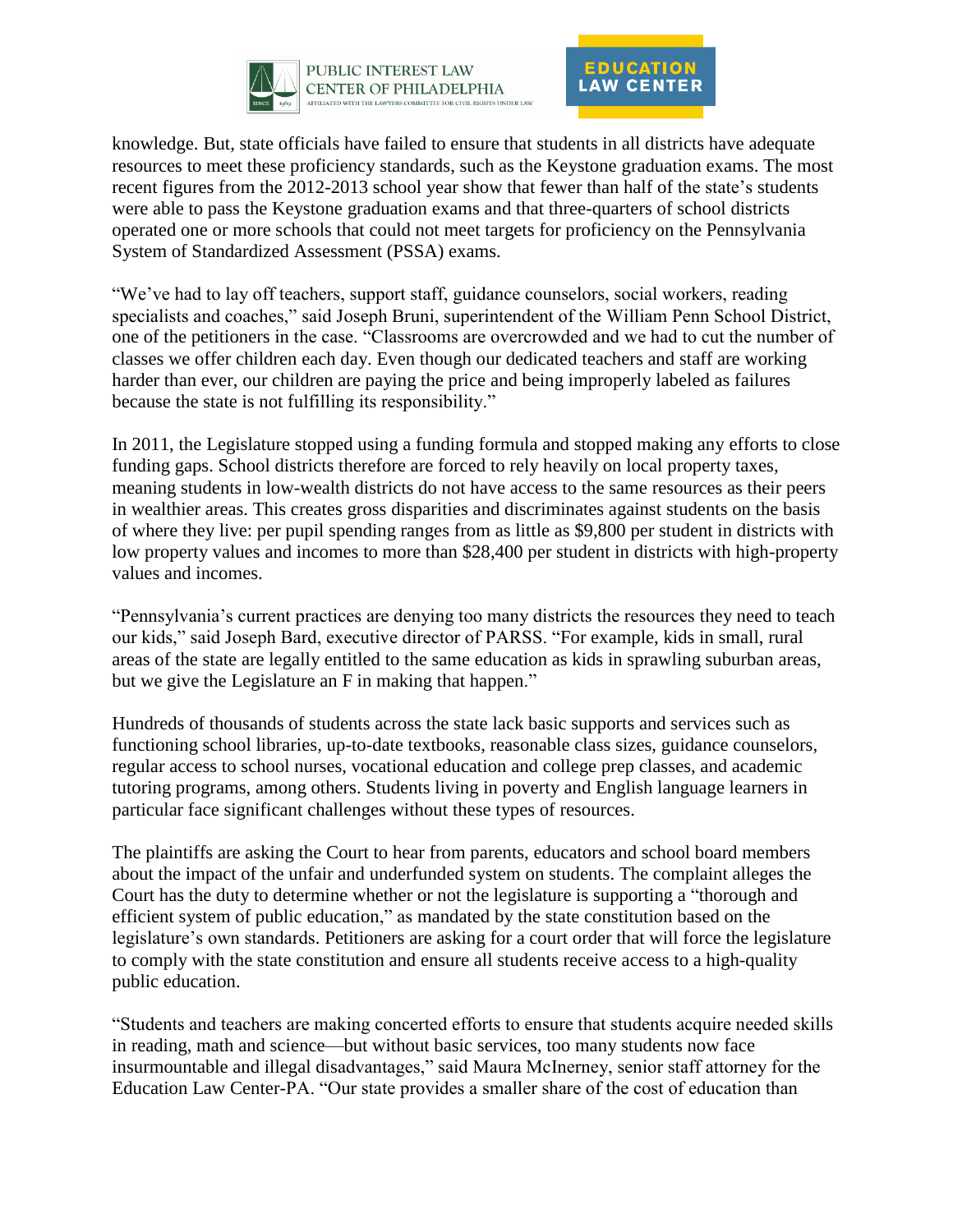knowledge. But, state officials have failed to ensure that students in all districts have adequate resources to meet these proficiency standards, such as the Keystone graduation exams. The most recent figures from the 2012-2013 school year show that fewer than half of the state's students were able to pass the Keystone graduation exams and that three-quarters of school districts operated one or more schools that could not meet targets for proficiency on the Pennsylvania System of Standardized Assessment (PSSA) exams.

"We've had to lay off teachers, support staff, guidance counselors, social workers, reading specialists and coaches," said Joseph Bruni, superintendent of the William Penn School District, one of the petitioners in the case. "Classrooms are overcrowded and we had to cut the number of classes we offer children each day. Even though our dedicated teachers and staff are working harder than ever, our children are paying the price and being improperly labeled as failures because the state is not fulfilling its responsibility."

In 2011, the Legislature stopped using a funding formula and stopped making any efforts to close funding gaps. School districts therefore are forced to rely heavily on local property taxes, meaning students in low-wealth districts do not have access to the same resources as their peers in wealthier areas. This creates gross disparities and discriminates against students on the basis of where they live: per pupil spending ranges from as little as $9,800 per student in districts with low property values and incomes to more than $28,400 per student in districts with high-property values and incomes.

"Pennsylvania's current practices are denying too many districts the resources they need to teach our kids," said Joseph Bard, executive director of PARSS. "For example, kids in small, rural areas of the state are legally entitled to the same education as kids in sprawling suburban areas, but we give the Legislature an F in making that happen."

Hundreds of thousands of students across the state lack basic supports and services such as functioning school libraries, up-to-date textbooks, reasonable class sizes, guidance counselors, regular access to school nurses, vocational education and college prep classes, and academic tutoring programs, among others. Students living in poverty and English language learners in particular face significant challenges without these types of resources.

The plaintiffs are asking the Court to hear from parents, educators and school board members about the impact of the unfair and underfunded system on students. The complaint alleges the Court has the duty to determine whether or not the legislature is supporting a "thorough and efficient system of public education," as mandated by the state constitution based on the legislature's own standards. Petitioners are asking for a court order that will force the legislature to comply with the state constitution and ensure all students receive access to a high-quality public education.

"Students and teachers are making concerted efforts to ensure that students acquire needed skills in reading, math and science—but without basic services, too many students now face insurmountable and illegal disadvantages," said Maura McInerney, senior staff attorney for the Education Law Center-PA. "Our state provides a smaller share of the cost of education than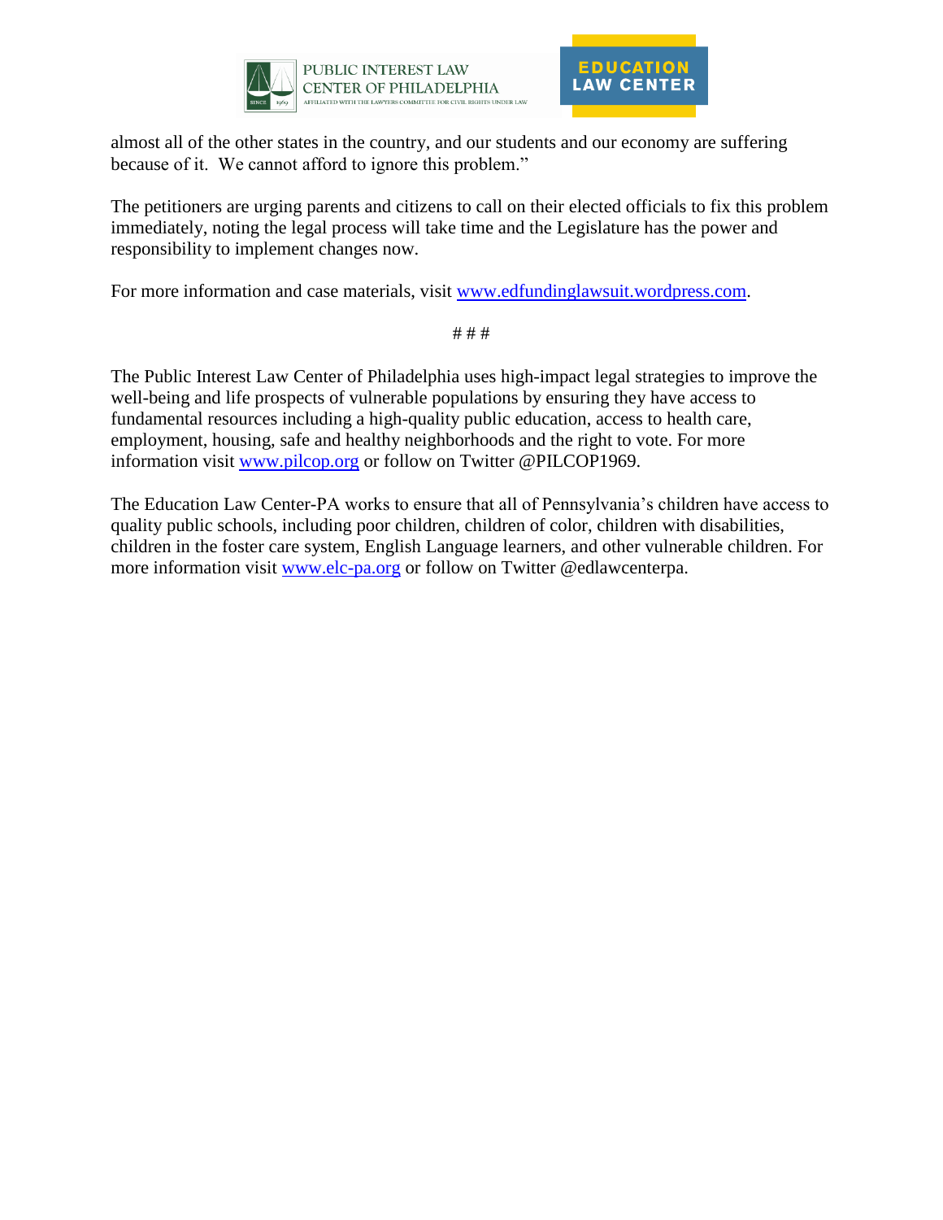almost all of the other states in the country, and our students and our economy are suffering because of it. We cannot afford to ignore this problem."

The petitioners are urging parents and citizens to call on their elected officials to fix this problem immediately, noting the legal process will take time and the Legislature has the power and responsibility to implement changes now.

For more information and case materials, visit [www.edfundinglawsuit.wordpress.com](http://www.edfundinglawsuit.wordpress.com).

# # #

The Public Interest Law Center of Philadelphia uses high-impact legal strategies to improve the well-being and life prospects of vulnerable populations by ensuring they have access to fundamental resources including a high-quality public education, access to health care, employment, housing, safe and healthy neighborhoods and the right to vote. For more information visit [www.pilcop.org](http://www.pilcop.org) or follow on Twitter @PILCOP1969.

The Education Law Center-PA works to ensure that all of Pennsylvania's children have access to quality public schools, including poor children, children of color, children with disabilities, children in the foster care system, English Language learners, and other vulnerable children. For more information visit [www.elc-pa.org](http://www.elc-pa.org) or follow on Twitter @edlawcenterpa.